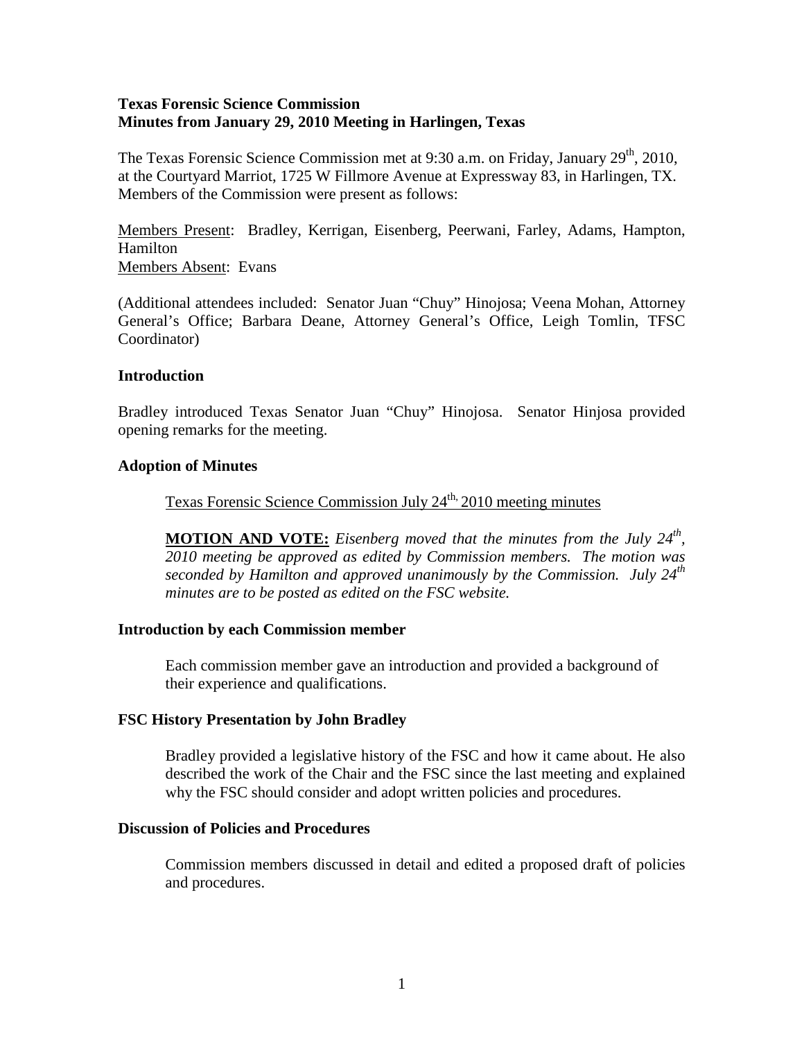**Texas Forensic Science Commission**
**Minutes from January 29, 2010 Meeting in Harlingen, Texas**

The Texas Forensic Science Commission met at 9:30 a.m. on Friday, January 29th, 2010, at the Courtyard Marriot, 1725 W Fillmore Avenue at Expressway 83, in Harlingen, TX. Members of the Commission were present as follows:

Members Present: Bradley, Kerrigan, Eisenberg, Peerwani, Farley, Adams, Hampton, Hamilton
Members Absent: Evans

(Additional attendees included: Senator Juan "Chuy" Hinojosa; Veena Mohan, Attorney General's Office; Barbara Deane, Attorney General's Office, Leigh Tomlin, TFSC Coordinator)

### Introduction

Bradley introduced Texas Senator Juan "Chuy" Hinojosa. Senator Hinjosa provided opening remarks for the meeting.

### Adoption of Minutes

Texas Forensic Science Commission July 24th, 2010 meeting minutes

**MOTION AND VOTE:** *Eisenberg moved that the minutes from the July 24th, 2010 meeting be approved as edited by Commission members. The motion was seconded by Hamilton and approved unanimously by the Commission. July 24th minutes are to be posted as edited on the FSC website.*

### Introduction by each Commission member

Each commission member gave an introduction and provided a background of their experience and qualifications.

### FSC History Presentation by John Bradley

Bradley provided a legislative history of the FSC and how it came about. He also described the work of the Chair and the FSC since the last meeting and explained why the FSC should consider and adopt written policies and procedures.

### Discussion of Policies and Procedures

Commission members discussed in detail and edited a proposed draft of policies and procedures.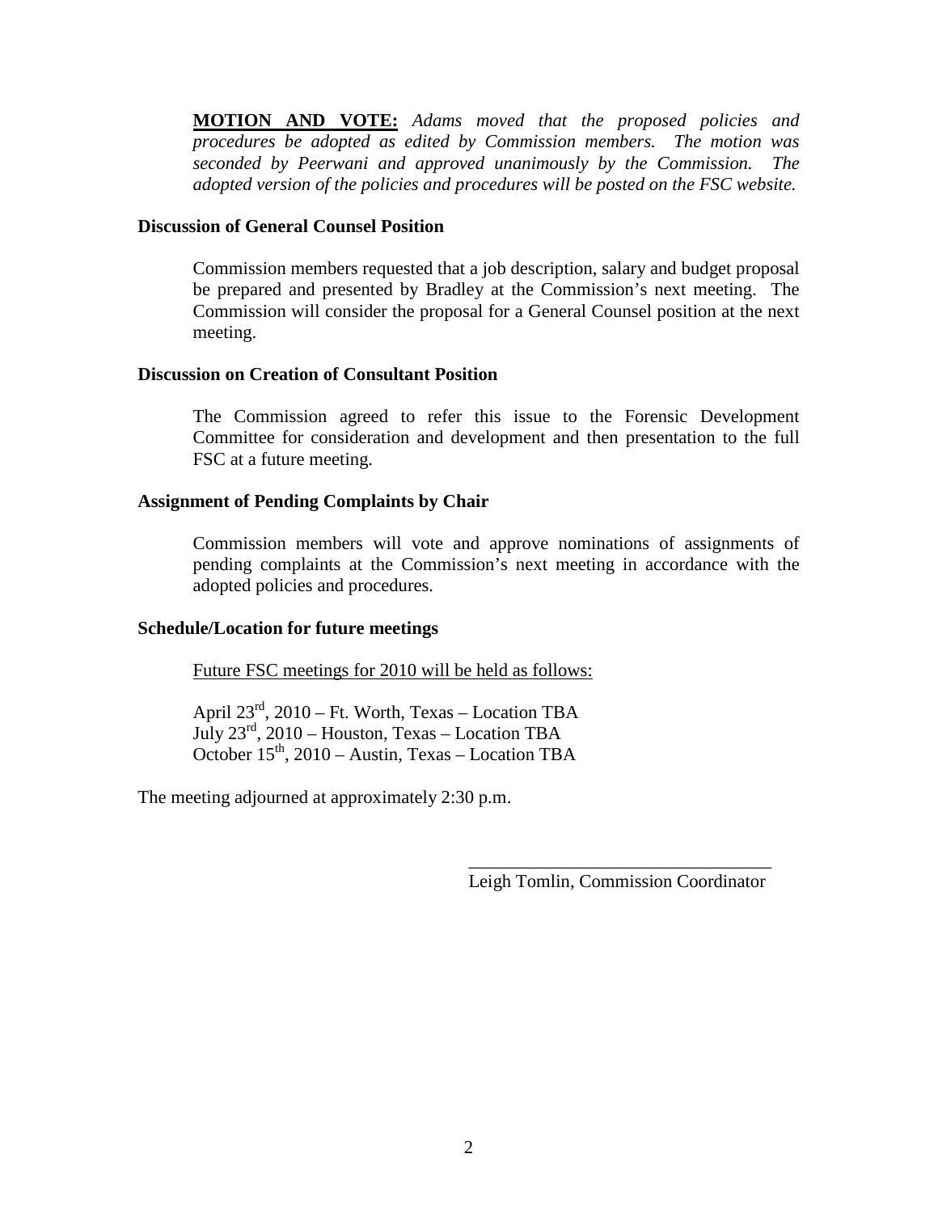**MOTION AND VOTE:** *Adams moved that the proposed policies and procedures be adopted as edited by Commission members. The motion was seconded by Peerwani and approved unanimously by the Commission. The adopted version of the policies and procedures will be posted on the FSC website.*

**Discussion of General Counsel Position**

Commission members requested that a job description, salary and budget proposal be prepared and presented by Bradley at the Commission's next meeting. The Commission will consider the proposal for a General Counsel position at the next meeting.

**Discussion on Creation of Consultant Position**

The Commission agreed to refer this issue to the Forensic Development Committee for consideration and development and then presentation to the full FSC at a future meeting.

**Assignment of Pending Complaints by Chair**

Commission members will vote and approve nominations of assignments of pending complaints at the Commission's next meeting in accordance with the adopted policies and procedures.

**Schedule/Location for future meetings**

Future FSC meetings for 2010 will be held as follows:

April 23rd, 2010 – Ft. Worth, Texas – Location TBA
July 23rd, 2010 – Houston, Texas – Location TBA
October 15th, 2010 – Austin, Texas – Location TBA

The meeting adjourned at approximately 2:30 p.m.

\_\_\_\_\_\_\_\_\_\_\_\_\_\_\_\_\_\_\_\_\_\_\_\_\_\_\_\_\_\_\_\_\_\_
Leigh Tomlin, Commission Coordinator